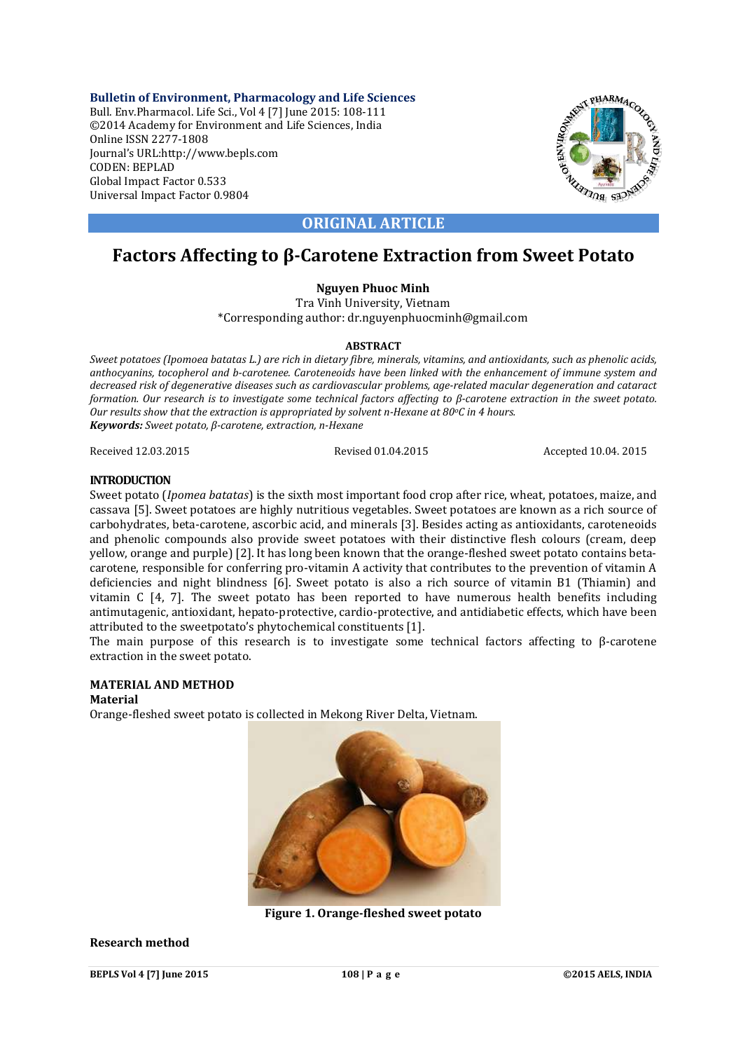**Bulletin of Environment, Pharmacology and Life Sciences**
Bull. Env.Pharmacol. Life Sci., Vol 4 [7] June 2015: 108-111
©2014 Academy for Environment and Life Sciences, India
Online ISSN 2277-1808
Journal's URL:http://www.bepls.com
CODEN: BEPLAD
Global Impact Factor 0.533
Universal Impact Factor 0.9804

**ORIGINAL ARTICLE**

# Factors Affecting to β-Carotene Extraction from Sweet Potato

**Nguyen Phuoc Minh**

Tra Vinh University, Vietnam

*Corresponding author: dr.nguyenphuocminh@gmail.com

**ABSTRACT**

*Sweet potatoes (Ipomoea batatas L.) are rich in dietary fibre, minerals, vitamins, and antioxidants, such as phenolic acids, anthocyanins, tocopherol and b-carotenee. Caroteneoids have been linked with the enhancement of immune system and decreased risk of degenerative diseases such as cardiovascular problems, age-related macular degeneration and cataract formation. Our research is to investigate some technical factors affecting to β-carotene extraction in the sweet potato. Our results show that the extraction is appropriated by solvent n-Hexane at 80°C in 4 hours.*

***Keywords:*** *Sweet potato, β-carotene, extraction, n-Hexane*

Received 12.03.2015 Revised 01.04.2015 Accepted 10.04. 2015

## INTRODUCTION

Sweet potato (*Ipomea batatas*) is the sixth most important food crop after rice, wheat, potatoes, maize, and cassava [5]. Sweet potatoes are highly nutritious vegetables. Sweet potatoes are known as a rich source of carbohydrates, beta-carotene, ascorbic acid, and minerals [3]. Besides acting as antioxidants, caroteneoids and phenolic compounds also provide sweet potatoes with their distinctive flesh colours (cream, deep yellow, orange and purple) [2]. It has long been known that the orange-fleshed sweet potato contains beta-carotene, responsible for conferring pro-vitamin A activity that contributes to the prevention of vitamin A deficiencies and night blindness [6]. Sweet potato is also a rich source of vitamin B1 (Thiamin) and vitamin C [4, 7]. The sweet potato has been reported to have numerous health benefits including antimutagenic, antioxidant, hepato-protective, cardio-protective, and antidiabetic effects, which have been attributed to the sweetpotato's phytochemical constituents [1].

The main purpose of this research is to investigate some technical factors affecting to β-carotene extraction in the sweet potato.

## MATERIAL AND METHOD

### Material

Orange-fleshed sweet potato is collected in Mekong River Delta, Vietnam.

**Figure 1. Orange-fleshed sweet potato**

### Research method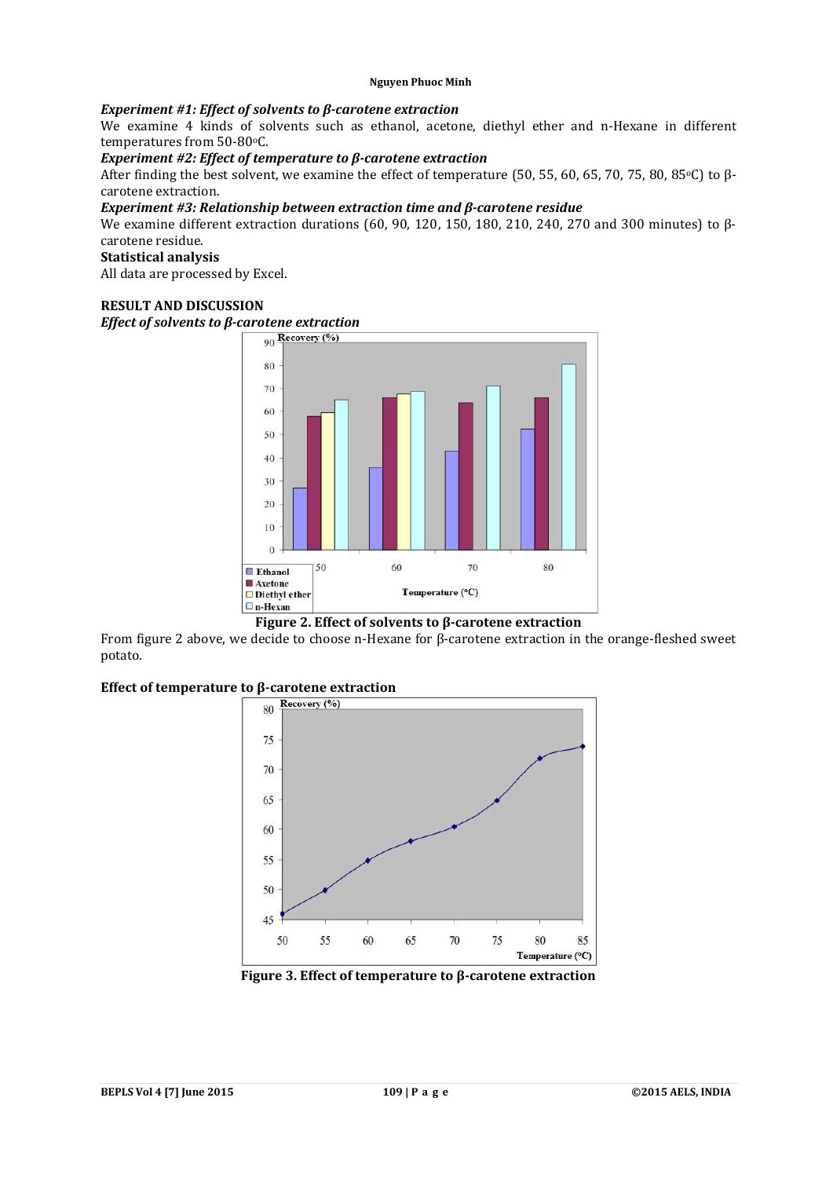### *Experiment #1: Effect of solvents to β-carotene extraction*

We examine 4 kinds of solvents such as ethanol, acetone, diethyl ether and n-Hexane in different temperatures from 50-80$^{o}$C.

### *Experiment #2: Effect of temperature to β-carotene extraction*

After finding the best solvent, we examine the effect of temperature (50, 55, 60, 65, 70, 75, 80, 85$^{o}$C) to β-carotene extraction.

### *Experiment #3: Relationship between extraction time and β-carotene residue*

We examine different extraction durations (60, 90, 120, 150, 180, 210, 240, 270 and 300 minutes) to β-carotene residue.

### Statistical analysis

All data are processed by Excel.

## RESULT AND DISCUSSION

### *Effect of solvents to β-carotene extraction*

**Figure 2. Effect of solvents to β-carotene extraction**

From figure 2 above, we decide to choose n-Hexane for β-carotene extraction in the orange-fleshed sweet potato.

### Effect of temperature to β-carotene extraction

**Figure 3. Effect of temperature to β-carotene extraction**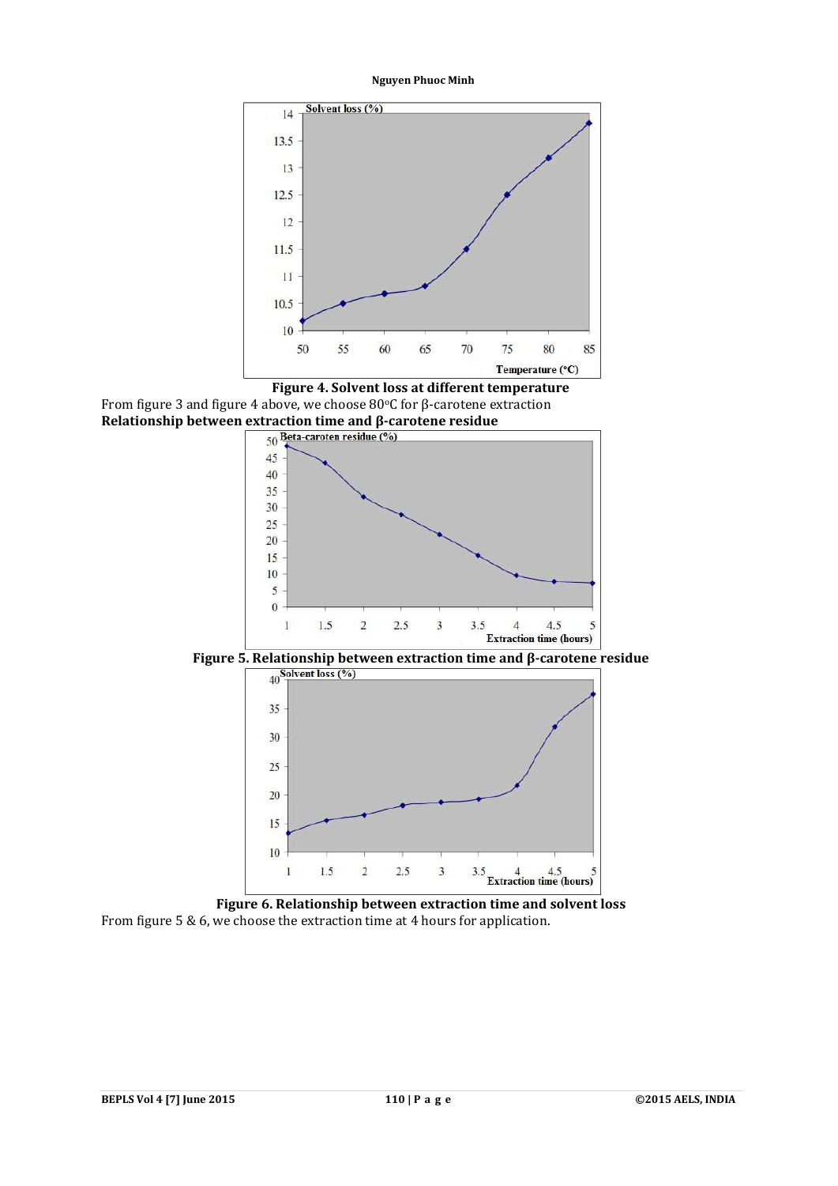**Figure 4. Solvent loss at different temperature**

From figure 3 and figure 4 above, we choose 80°C for β-carotene extraction

**Relationship between extraction time and β-carotene residue**

**Figure 5. Relationship between extraction time and β-carotene residue**

**Figure 6. Relationship between extraction time and solvent loss**

From figure 5 & 6, we choose the extraction time at 4 hours for application.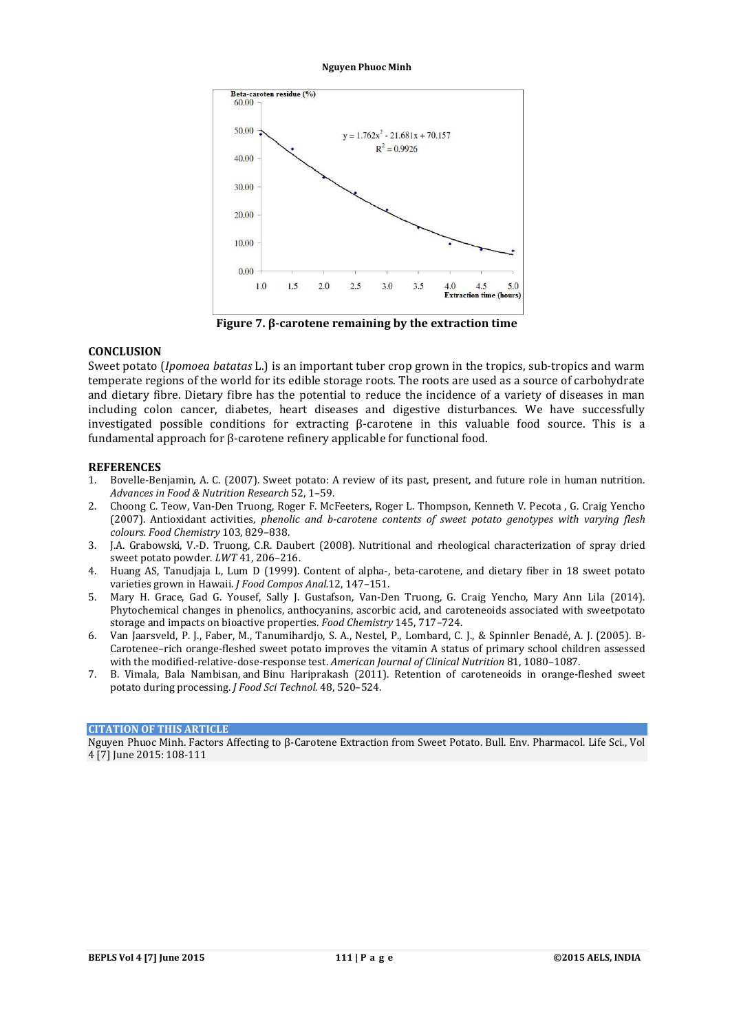Beta-caroten residue (%)

60.00

50.00

40.00

30.00

20.00

10.00

0.00

$y = 1.762x^2 - 21.681x + 70.157$

$R^2 = 0.9926$

1.0 1.5 2.0 2.5 3.0 3.5 4.0 4.5 5.0

Extraction time (hours)

**Figure 7. β-carotene remaining by the extraction time**

## CONCLUSION

Sweet potato (*Ipomoea batatas* L.) is an important tuber crop grown in the tropics, sub-tropics and warm temperate regions of the world for its edible storage roots. The roots are used as a source of carbohydrate and dietary fibre. Dietary fibre has the potential to reduce the incidence of a variety of diseases in man including colon cancer, diabetes, heart diseases and digestive disturbances. We have successfully investigated possible conditions for extracting β-carotene in this valuable food source. This is a fundamental approach for β-carotene refinery applicable for functional food.

## REFERENCES

1. Bovelle-Benjamin, A. C. (2007). Sweet potato: A review of its past, present, and future role in human nutrition. *Advances in Food & Nutrition Research* 52, 1–59.
2. Choong C. Teow, Van-Den Truong, Roger F. McFeeters, Roger L. Thompson, Kenneth V. Pecota , G. Craig Yencho (2007). Antioxidant activities, *phenolic and b-carotene contents of sweet potato genotypes with varying flesh colours. Food Chemistry* 103, 829–838.
3. J.A. Grabowski, V.-D. Truong, C.R. Daubert (2008). Nutritional and rheological characterization of spray dried sweet potato powder. *LWT* 41, 206–216.
4. Huang AS, Tanudjaja L, Lum D (1999). Content of alpha-, beta-carotene, and dietary fiber in 18 sweet potato varieties grown in Hawaii. *J Food Compos Anal.*12, 147–151.
5. Mary H. Grace, Gad G. Yousef, Sally J. Gustafson, Van-Den Truong, G. Craig Yencho, Mary Ann Lila (2014). Phytochemical changes in phenolics, anthocyanins, ascorbic acid, and caroteneoids associated with sweetpotato storage and impacts on bioactive properties. *Food Chemistry* 145, 717–724.
6. Van Jaarsveld, P. J., Faber, M., Tanumihardjo, S. A., Nestel, P., Lombard, C. J., & Spinnler Benadé, A. J. (2005). B-Carotenee–rich orange-fleshed sweet potato improves the vitamin A status of primary school children assessed with the modified-relative-dose-response test. *American Journal of Clinical Nutrition* 81, 1080–1087.
7. B. Vimala, Bala Nambisan, and Binu Hariprakash (2011). Retention of caroteneoids in orange-fleshed sweet potato during processing. *J Food Sci Technol.* 48, 520–524.

**CITATION OF THIS ARTICLE**

Nguyen Phuoc Minh. Factors Affecting to β-Carotene Extraction from Sweet Potato. Bull. Env. Pharmacol. Life Sci., Vol 4 [7] June 2015: 108-111